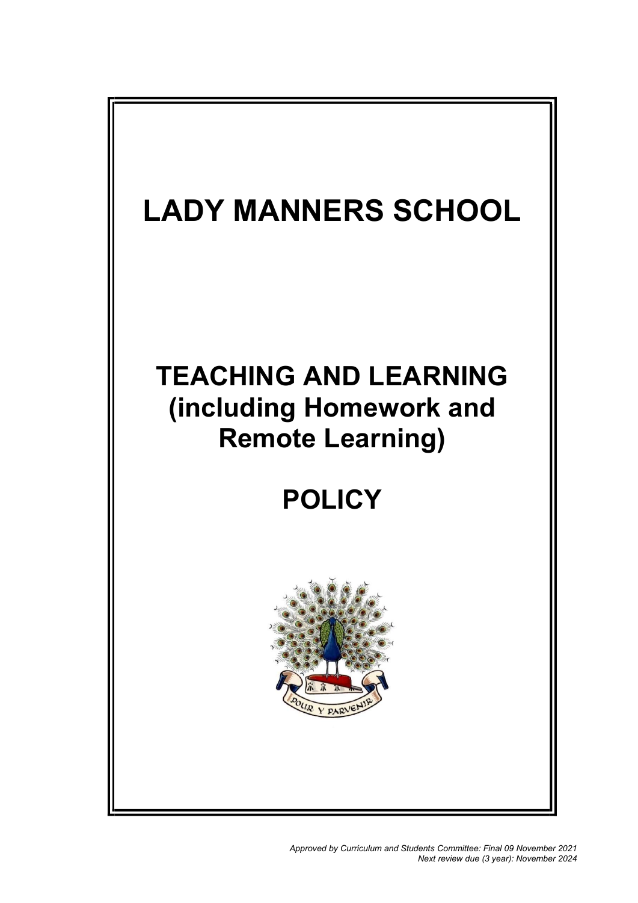# LADY MANNERS SCHOOL

# TEACHING AND LEARNING (including Homework and Remote Learning)

# POLICY

POUR Y PARVENIR

*Approved by Curriculum and Students Committee: Final 09 November 2021*
*Next review due (3 year): November 2024*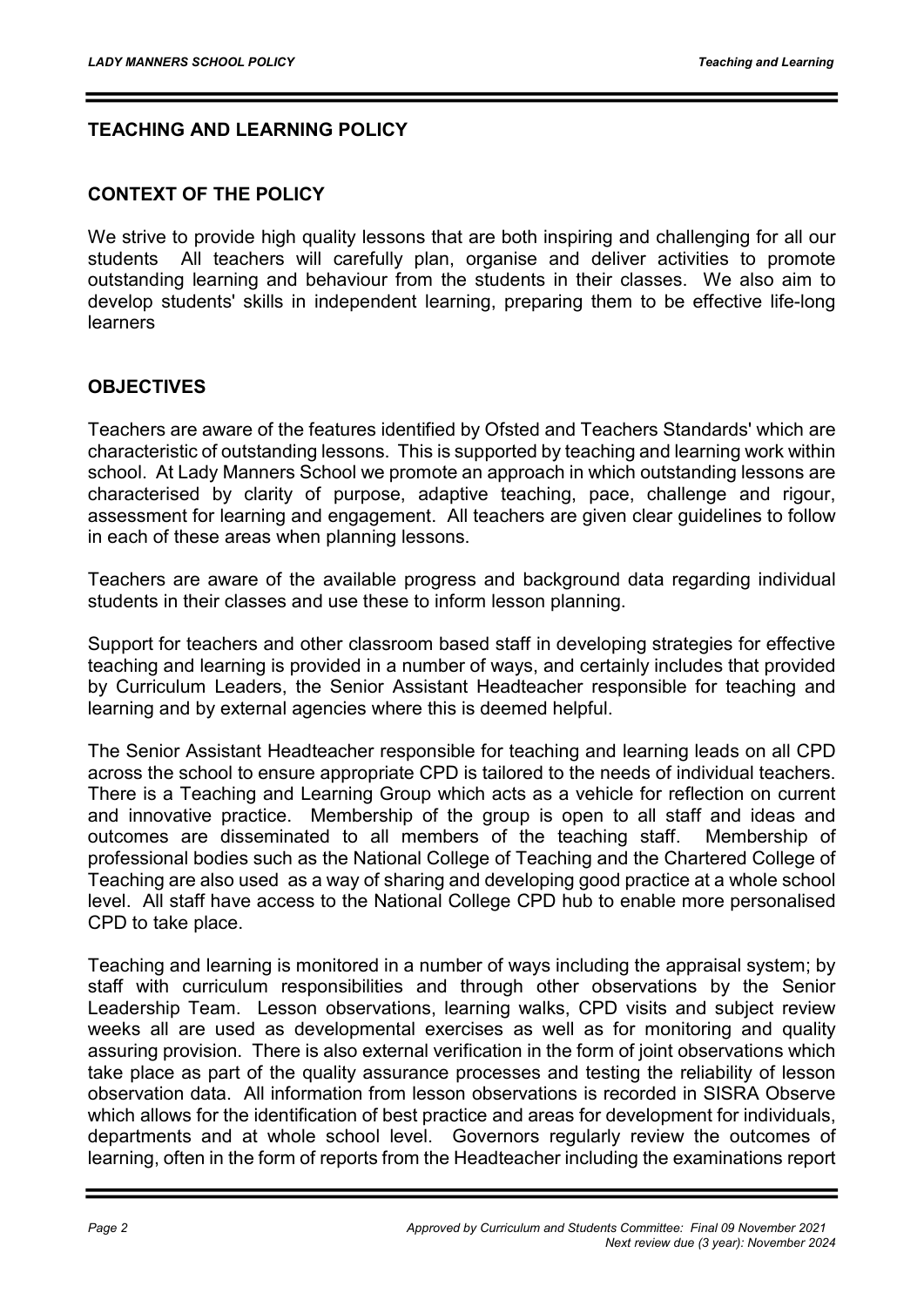## TEACHING AND LEARNING POLICY

### CONTEXT OF THE POLICY

We strive to provide high quality lessons that are both inspiring and challenging for all our students All teachers will carefully plan, organise and deliver activities to promote outstanding learning and behaviour from the students in their classes. We also aim to develop students' skills in independent learning, preparing them to be effective life-long learners

### OBJECTIVES

Teachers are aware of the features identified by Ofsted and Teachers Standards' which are characteristic of outstanding lessons. This is supported by teaching and learning work within school. At Lady Manners School we promote an approach in which outstanding lessons are characterised by clarity of purpose, adaptive teaching, pace, challenge and rigour, assessment for learning and engagement. All teachers are given clear guidelines to follow in each of these areas when planning lessons.

Teachers are aware of the available progress and background data regarding individual students in their classes and use these to inform lesson planning.

Support for teachers and other classroom based staff in developing strategies for effective teaching and learning is provided in a number of ways, and certainly includes that provided by Curriculum Leaders, the Senior Assistant Headteacher responsible for teaching and learning and by external agencies where this is deemed helpful.

The Senior Assistant Headteacher responsible for teaching and learning leads on all CPD across the school to ensure appropriate CPD is tailored to the needs of individual teachers. There is a Teaching and Learning Group which acts as a vehicle for reflection on current and innovative practice. Membership of the group is open to all staff and ideas and outcomes are disseminated to all members of the teaching staff. Membership of professional bodies such as the National College of Teaching and the Chartered College of Teaching are also used as a way of sharing and developing good practice at a whole school level. All staff have access to the National College CPD hub to enable more personalised CPD to take place.

Teaching and learning is monitored in a number of ways including the appraisal system; by staff with curriculum responsibilities and through other observations by the Senior Leadership Team. Lesson observations, learning walks, CPD visits and subject review weeks all are used as developmental exercises as well as for monitoring and quality assuring provision. There is also external verification in the form of joint observations which take place as part of the quality assurance processes and testing the reliability of lesson observation data. All information from lesson observations is recorded in SISRA Observe which allows for the identification of best practice and areas for development for individuals, departments and at whole school level. Governors regularly review the outcomes of learning, often in the form of reports from the Headteacher including the examinations report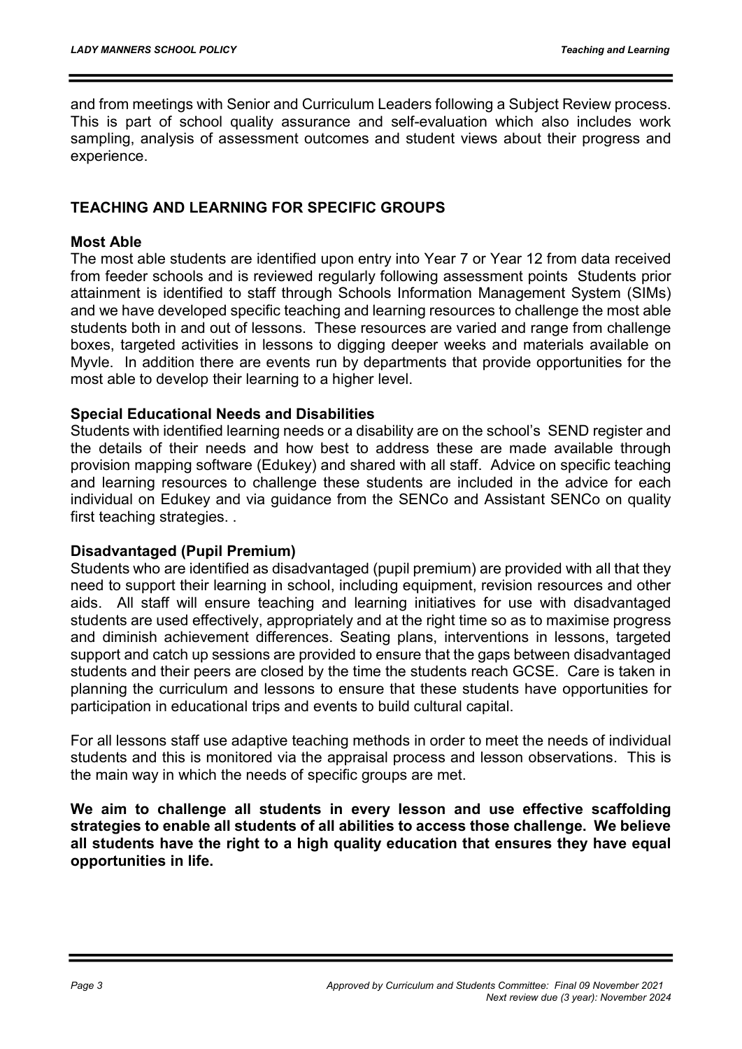and from meetings with Senior and Curriculum Leaders following a Subject Review process. This is part of school quality assurance and self-evaluation which also includes work sampling, analysis of assessment outcomes and student views about their progress and experience.

## TEACHING AND LEARNING FOR SPECIFIC GROUPS

### Most Able

The most able students are identified upon entry into Year 7 or Year 12 from data received from feeder schools and is reviewed regularly following assessment points Students prior attainment is identified to staff through Schools Information Management System (SIMs) and we have developed specific teaching and learning resources to challenge the most able students both in and out of lessons. These resources are varied and range from challenge boxes, targeted activities in lessons to digging deeper weeks and materials available on Myvle. In addition there are events run by departments that provide opportunities for the most able to develop their learning to a higher level.

### Special Educational Needs and Disabilities

Students with identified learning needs or a disability are on the school's SEND register and the details of their needs and how best to address these are made available through provision mapping software (Edukey) and shared with all staff. Advice on specific teaching and learning resources to challenge these students are included in the advice for each individual on Edukey and via guidance from the SENCo and Assistant SENCo on quality first teaching strategies. .

### Disadvantaged (Pupil Premium)

Students who are identified as disadvantaged (pupil premium) are provided with all that they need to support their learning in school, including equipment, revision resources and other aids. All staff will ensure teaching and learning initiatives for use with disadvantaged students are used effectively, appropriately and at the right time so as to maximise progress and diminish achievement differences. Seating plans, interventions in lessons, targeted support and catch up sessions are provided to ensure that the gaps between disadvantaged students and their peers are closed by the time the students reach GCSE. Care is taken in planning the curriculum and lessons to ensure that these students have opportunities for participation in educational trips and events to build cultural capital.

For all lessons staff use adaptive teaching methods in order to meet the needs of individual students and this is monitored via the appraisal process and lesson observations. This is the main way in which the needs of specific groups are met.

**We aim to challenge all students in every lesson and use effective scaffolding strategies to enable all students of all abilities to access those challenge. We believe all students have the right to a high quality education that ensures they have equal opportunities in life.**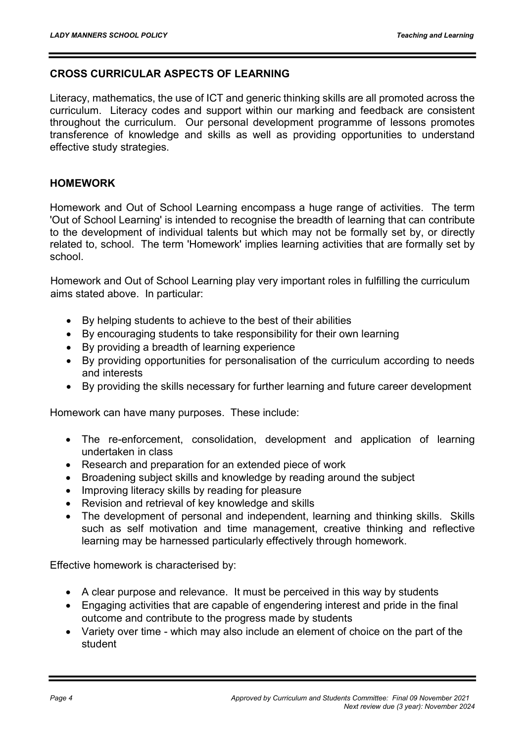## CROSS CURRICULAR ASPECTS OF LEARNING

Literacy, mathematics, the use of ICT and generic thinking skills are all promoted across the curriculum. Literacy codes and support within our marking and feedback are consistent throughout the curriculum. Our personal development programme of lessons promotes transference of knowledge and skills as well as providing opportunities to understand effective study strategies.

## HOMEWORK

Homework and Out of School Learning encompass a huge range of activities. The term 'Out of School Learning' is intended to recognise the breadth of learning that can contribute to the development of individual talents but which may not be formally set by, or directly related to, school. The term 'Homework' implies learning activities that are formally set by school.

Homework and Out of School Learning play very important roles in fulfilling the curriculum aims stated above. In particular:

- By helping students to achieve to the best of their abilities
- By encouraging students to take responsibility for their own learning
- By providing a breadth of learning experience
- By providing opportunities for personalisation of the curriculum according to needs and interests
- By providing the skills necessary for further learning and future career development

Homework can have many purposes. These include:

- The re-enforcement, consolidation, development and application of learning undertaken in class
- Research and preparation for an extended piece of work
- Broadening subject skills and knowledge by reading around the subject
- Improving literacy skills by reading for pleasure
- Revision and retrieval of key knowledge and skills
- The development of personal and independent, learning and thinking skills. Skills such as self motivation and time management, creative thinking and reflective learning may be harnessed particularly effectively through homework.

Effective homework is characterised by:

- A clear purpose and relevance. It must be perceived in this way by students
- Engaging activities that are capable of engendering interest and pride in the final outcome and contribute to the progress made by students
- Variety over time - which may also include an element of choice on the part of the student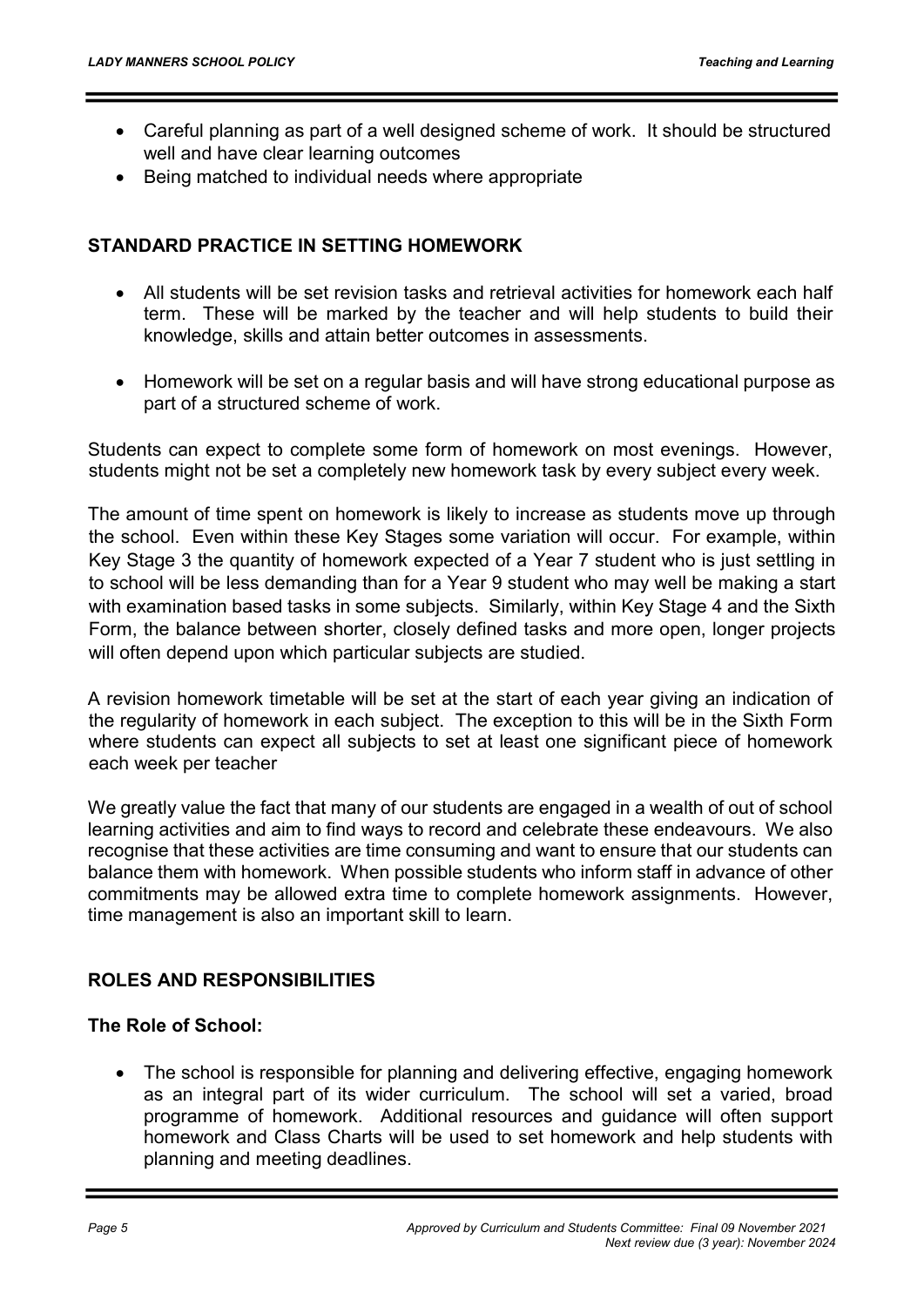- Careful planning as part of a well designed scheme of work. It should be structured well and have clear learning outcomes
- Being matched to individual needs where appropriate

## STANDARD PRACTICE IN SETTING HOMEWORK

- All students will be set revision tasks and retrieval activities for homework each half term. These will be marked by the teacher and will help students to build their knowledge, skills and attain better outcomes in assessments.

- Homework will be set on a regular basis and will have strong educational purpose as part of a structured scheme of work.

Students can expect to complete some form of homework on most evenings. However, students might not be set a completely new homework task by every subject every week.

The amount of time spent on homework is likely to increase as students move up through the school. Even within these Key Stages some variation will occur. For example, within Key Stage 3 the quantity of homework expected of a Year 7 student who is just settling in to school will be less demanding than for a Year 9 student who may well be making a start with examination based tasks in some subjects. Similarly, within Key Stage 4 and the Sixth Form, the balance between shorter, closely defined tasks and more open, longer projects will often depend upon which particular subjects are studied.

A revision homework timetable will be set at the start of each year giving an indication of the regularity of homework in each subject. The exception to this will be in the Sixth Form where students can expect all subjects to set at least one significant piece of homework each week per teacher

We greatly value the fact that many of our students are engaged in a wealth of out of school learning activities and aim to find ways to record and celebrate these endeavours. We also recognise that these activities are time consuming and want to ensure that our students can balance them with homework. When possible students who inform staff in advance of other commitments may be allowed extra time to complete homework assignments. However, time management is also an important skill to learn.

## ROLES AND RESPONSIBILITIES

### The Role of School:

- The school is responsible for planning and delivering effective, engaging homework as an integral part of its wider curriculum. The school will set a varied, broad programme of homework. Additional resources and guidance will often support homework and Class Charts will be used to set homework and help students with planning and meeting deadlines.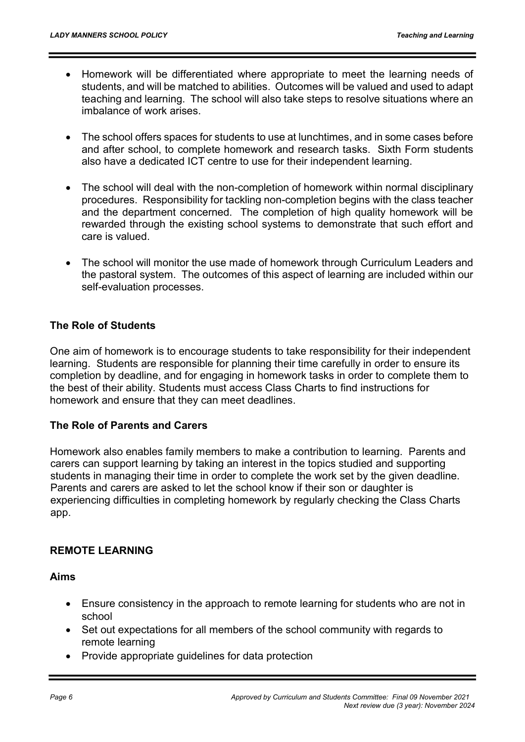- Homework will be differentiated where appropriate to meet the learning needs of students, and will be matched to abilities. Outcomes will be valued and used to adapt teaching and learning. The school will also take steps to resolve situations where an imbalance of work arises.

- The school offers spaces for students to use at lunchtimes, and in some cases before and after school, to complete homework and research tasks. Sixth Form students also have a dedicated ICT centre to use for their independent learning.

- The school will deal with the non-completion of homework within normal disciplinary procedures. Responsibility for tackling non-completion begins with the class teacher and the department concerned. The completion of high quality homework will be rewarded through the existing school systems to demonstrate that such effort and care is valued.

- The school will monitor the use made of homework through Curriculum Leaders and the pastoral system. The outcomes of this aspect of learning are included within our self-evaluation processes.

### The Role of Students

One aim of homework is to encourage students to take responsibility for their independent learning. Students are responsible for planning their time carefully in order to ensure its completion by deadline, and for engaging in homework tasks in order to complete them to the best of their ability. Students must access Class Charts to find instructions for homework and ensure that they can meet deadlines.

### The Role of Parents and Carers

Homework also enables family members to make a contribution to learning. Parents and carers can support learning by taking an interest in the topics studied and supporting students in managing their time in order to complete the work set by the given deadline. Parents and carers are asked to let the school know if their son or daughter is experiencing difficulties in completing homework by regularly checking the Class Charts app.

## REMOTE LEARNING

### Aims

- Ensure consistency in the approach to remote learning for students who are not in school
- Set out expectations for all members of the school community with regards to remote learning
- Provide appropriate guidelines for data protection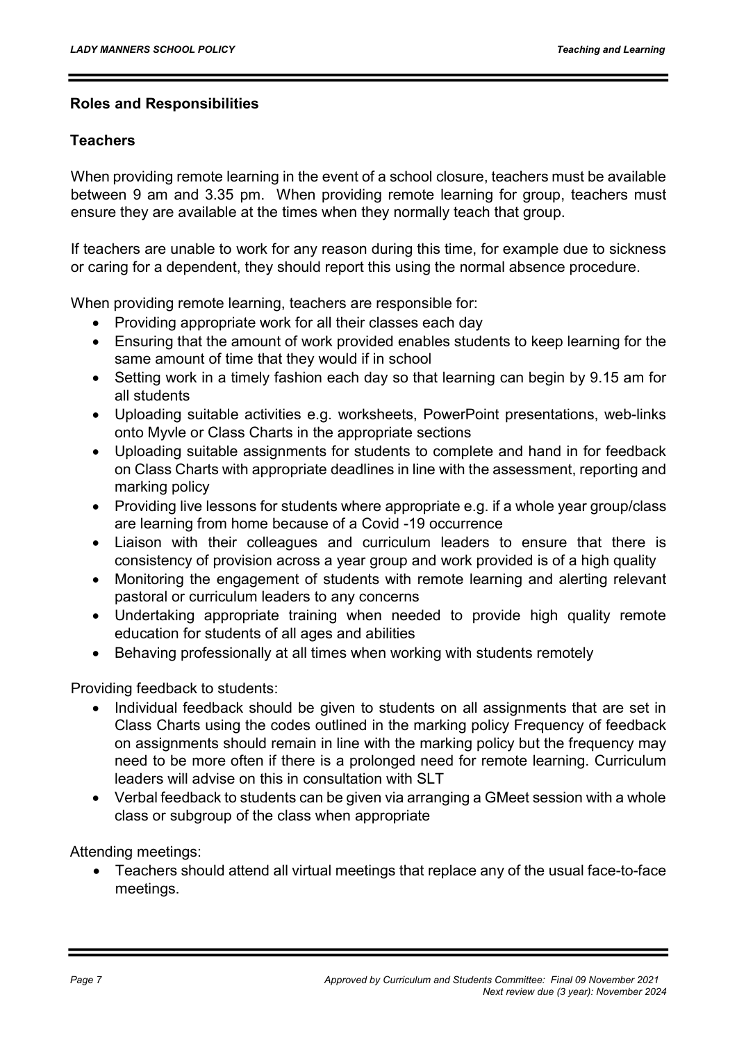## Roles and Responsibilities

### Teachers

When providing remote learning in the event of a school closure, teachers must be available between 9 am and 3.35 pm. When providing remote learning for group, teachers must ensure they are available at the times when they normally teach that group.

If teachers are unable to work for any reason during this time, for example due to sickness or caring for a dependent, they should report this using the normal absence procedure.

When providing remote learning, teachers are responsible for:

- Providing appropriate work for all their classes each day
- Ensuring that the amount of work provided enables students to keep learning for the same amount of time that they would if in school
- Setting work in a timely fashion each day so that learning can begin by 9.15 am for all students
- Uploading suitable activities e.g. worksheets, PowerPoint presentations, web-links onto Myvle or Class Charts in the appropriate sections
- Uploading suitable assignments for students to complete and hand in for feedback on Class Charts with appropriate deadlines in line with the assessment, reporting and marking policy
- Providing live lessons for students where appropriate e.g. if a whole year group/class are learning from home because of a Covid -19 occurrence
- Liaison with their colleagues and curriculum leaders to ensure that there is consistency of provision across a year group and work provided is of a high quality
- Monitoring the engagement of students with remote learning and alerting relevant pastoral or curriculum leaders to any concerns
- Undertaking appropriate training when needed to provide high quality remote education for students of all ages and abilities
- Behaving professionally at all times when working with students remotely

Providing feedback to students:

- Individual feedback should be given to students on all assignments that are set in Class Charts using the codes outlined in the marking policy Frequency of feedback on assignments should remain in line with the marking policy but the frequency may need to be more often if there is a prolonged need for remote learning. Curriculum leaders will advise on this in consultation with SLT
- Verbal feedback to students can be given via arranging a GMeet session with a whole class or subgroup of the class when appropriate

Attending meetings:

- Teachers should attend all virtual meetings that replace any of the usual face-to-face meetings.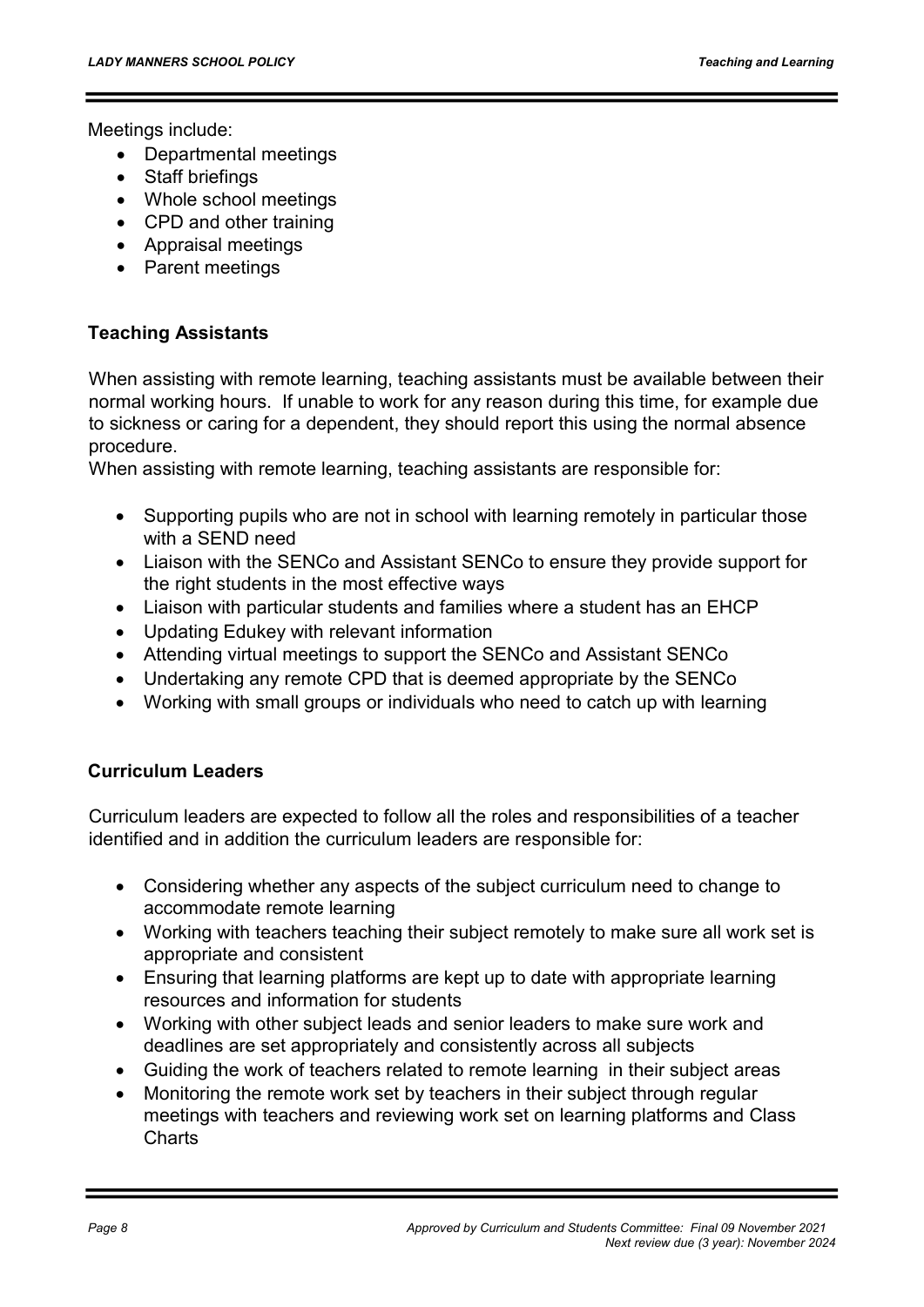Meetings include:

- Departmental meetings
- Staff briefings
- Whole school meetings
- CPD and other training
- Appraisal meetings
- Parent meetings

### Teaching Assistants

When assisting with remote learning, teaching assistants must be available between their normal working hours. If unable to work for any reason during this time, for example due to sickness or caring for a dependent, they should report this using the normal absence procedure.

When assisting with remote learning, teaching assistants are responsible for:

- Supporting pupils who are not in school with learning remotely in particular those with a SEND need
- Liaison with the SENCo and Assistant SENCo to ensure they provide support for the right students in the most effective ways
- Liaison with particular students and families where a student has an EHCP
- Updating Edukey with relevant information
- Attending virtual meetings to support the SENCo and Assistant SENCo
- Undertaking any remote CPD that is deemed appropriate by the SENCo
- Working with small groups or individuals who need to catch up with learning

### Curriculum Leaders

Curriculum leaders are expected to follow all the roles and responsibilities of a teacher identified and in addition the curriculum leaders are responsible for:

- Considering whether any aspects of the subject curriculum need to change to accommodate remote learning
- Working with teachers teaching their subject remotely to make sure all work set is appropriate and consistent
- Ensuring that learning platforms are kept up to date with appropriate learning resources and information for students
- Working with other subject leads and senior leaders to make sure work and deadlines are set appropriately and consistently across all subjects
- Guiding the work of teachers related to remote learning in their subject areas
- Monitoring the remote work set by teachers in their subject through regular meetings with teachers and reviewing work set on learning platforms and Class Charts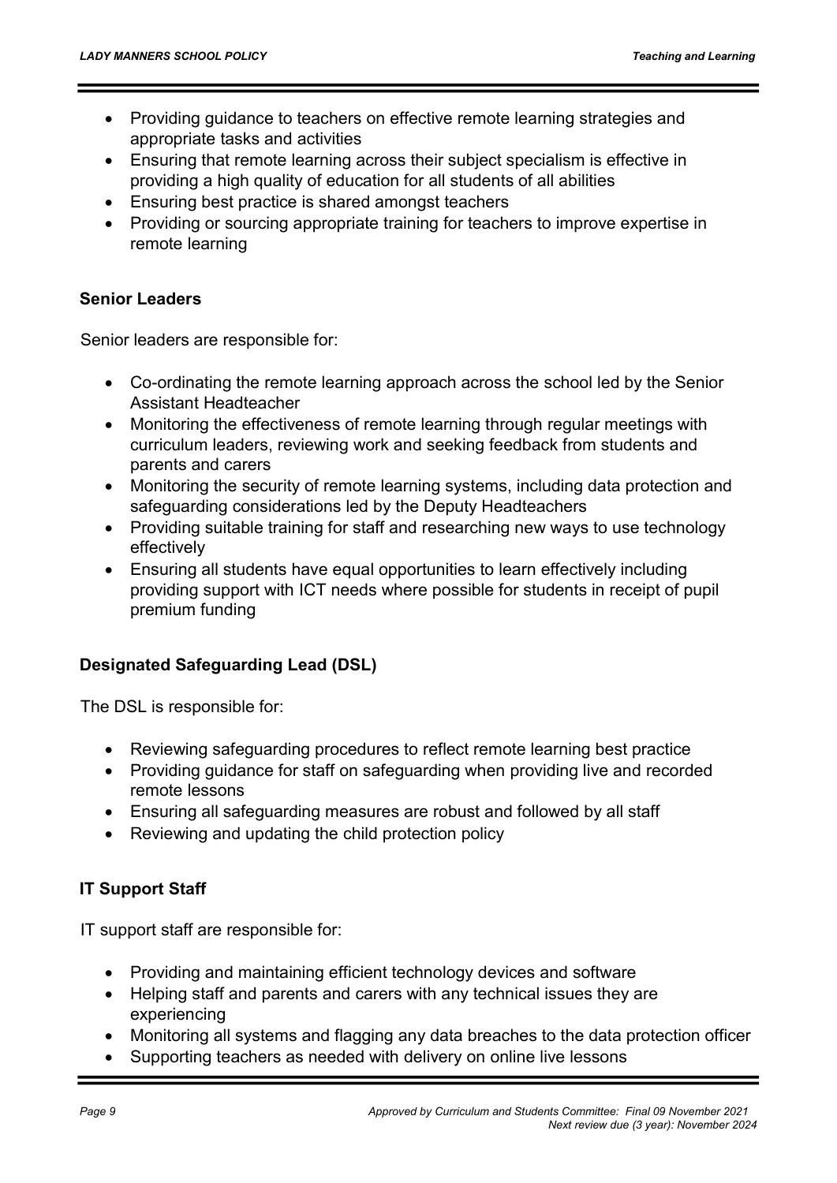- Providing guidance to teachers on effective remote learning strategies and appropriate tasks and activities
- Ensuring that remote learning across their subject specialism is effective in providing a high quality of education for all students of all abilities
- Ensuring best practice is shared amongst teachers
- Providing or sourcing appropriate training for teachers to improve expertise in remote learning

**Senior Leaders**

Senior leaders are responsible for:

- Co-ordinating the remote learning approach across the school led by the Senior Assistant Headteacher
- Monitoring the effectiveness of remote learning through regular meetings with curriculum leaders, reviewing work and seeking feedback from students and parents and carers
- Monitoring the security of remote learning systems, including data protection and safeguarding considerations led by the Deputy Headteachers
- Providing suitable training for staff and researching new ways to use technology effectively
- Ensuring all students have equal opportunities to learn effectively including providing support with ICT needs where possible for students in receipt of pupil premium funding

**Designated Safeguarding Lead (DSL)**

The DSL is responsible for:

- Reviewing safeguarding procedures to reflect remote learning best practice
- Providing guidance for staff on safeguarding when providing live and recorded remote lessons
- Ensuring all safeguarding measures are robust and followed by all staff
- Reviewing and updating the child protection policy

**IT Support Staff**

IT support staff are responsible for:

- Providing and maintaining efficient technology devices and software
- Helping staff and parents and carers with any technical issues they are experiencing
- Monitoring all systems and flagging any data breaches to the data protection officer
- Supporting teachers as needed with delivery on online live lessons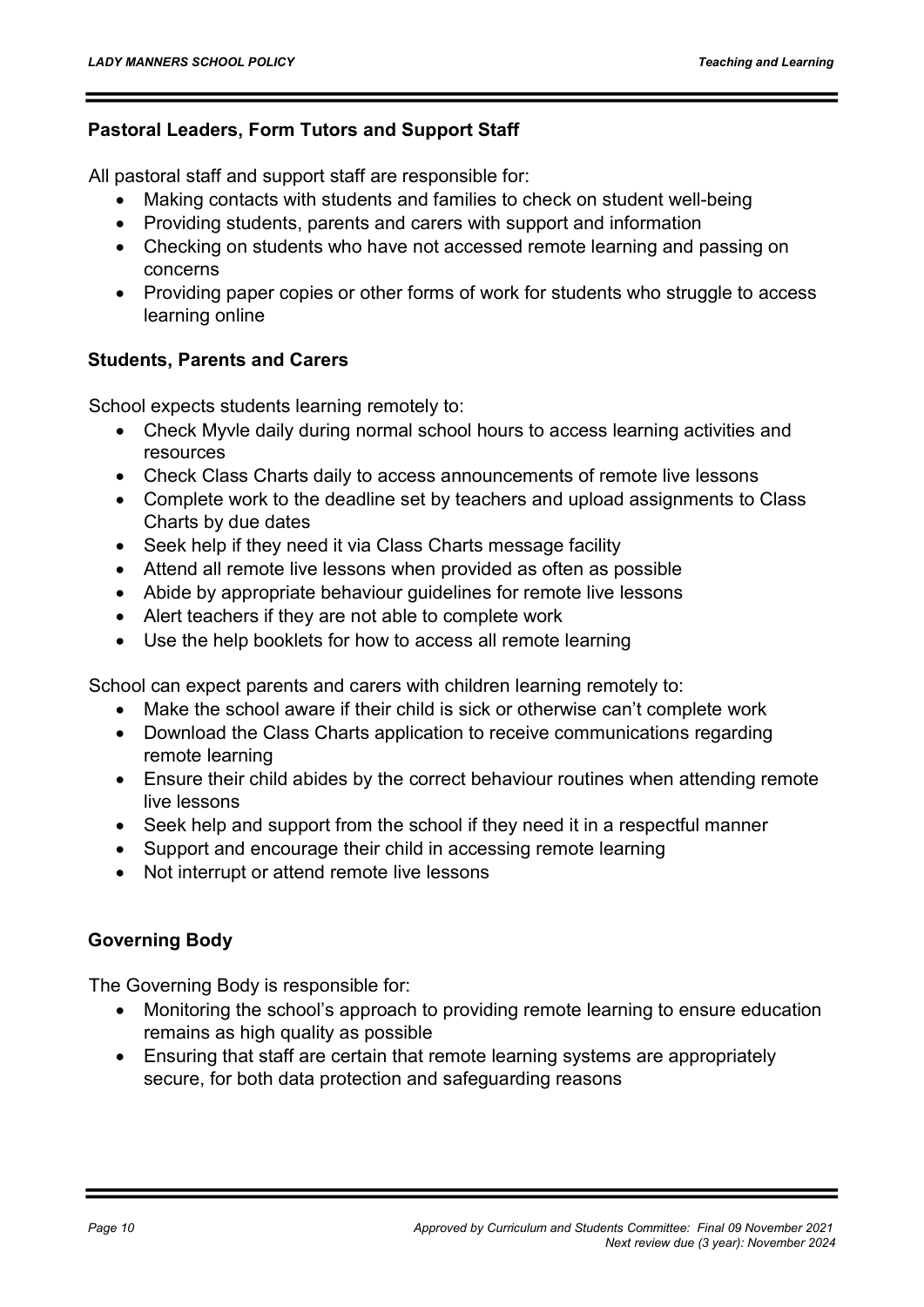### Pastoral Leaders, Form Tutors and Support Staff

All pastoral staff and support staff are responsible for:

- Making contacts with students and families to check on student well-being
- Providing students, parents and carers with support and information
- Checking on students who have not accessed remote learning and passing on concerns
- Providing paper copies or other forms of work for students who struggle to access learning online

### Students, Parents and Carers

School expects students learning remotely to:

- Check Myvle daily during normal school hours to access learning activities and resources
- Check Class Charts daily to access announcements of remote live lessons
- Complete work to the deadline set by teachers and upload assignments to Class Charts by due dates
- Seek help if they need it via Class Charts message facility
- Attend all remote live lessons when provided as often as possible
- Abide by appropriate behaviour guidelines for remote live lessons
- Alert teachers if they are not able to complete work
- Use the help booklets for how to access all remote learning

School can expect parents and carers with children learning remotely to:

- Make the school aware if their child is sick or otherwise can't complete work
- Download the Class Charts application to receive communications regarding remote learning
- Ensure their child abides by the correct behaviour routines when attending remote live lessons
- Seek help and support from the school if they need it in a respectful manner
- Support and encourage their child in accessing remote learning
- Not interrupt or attend remote live lessons

### Governing Body

The Governing Body is responsible for:

- Monitoring the school's approach to providing remote learning to ensure education remains as high quality as possible
- Ensuring that staff are certain that remote learning systems are appropriately secure, for both data protection and safeguarding reasons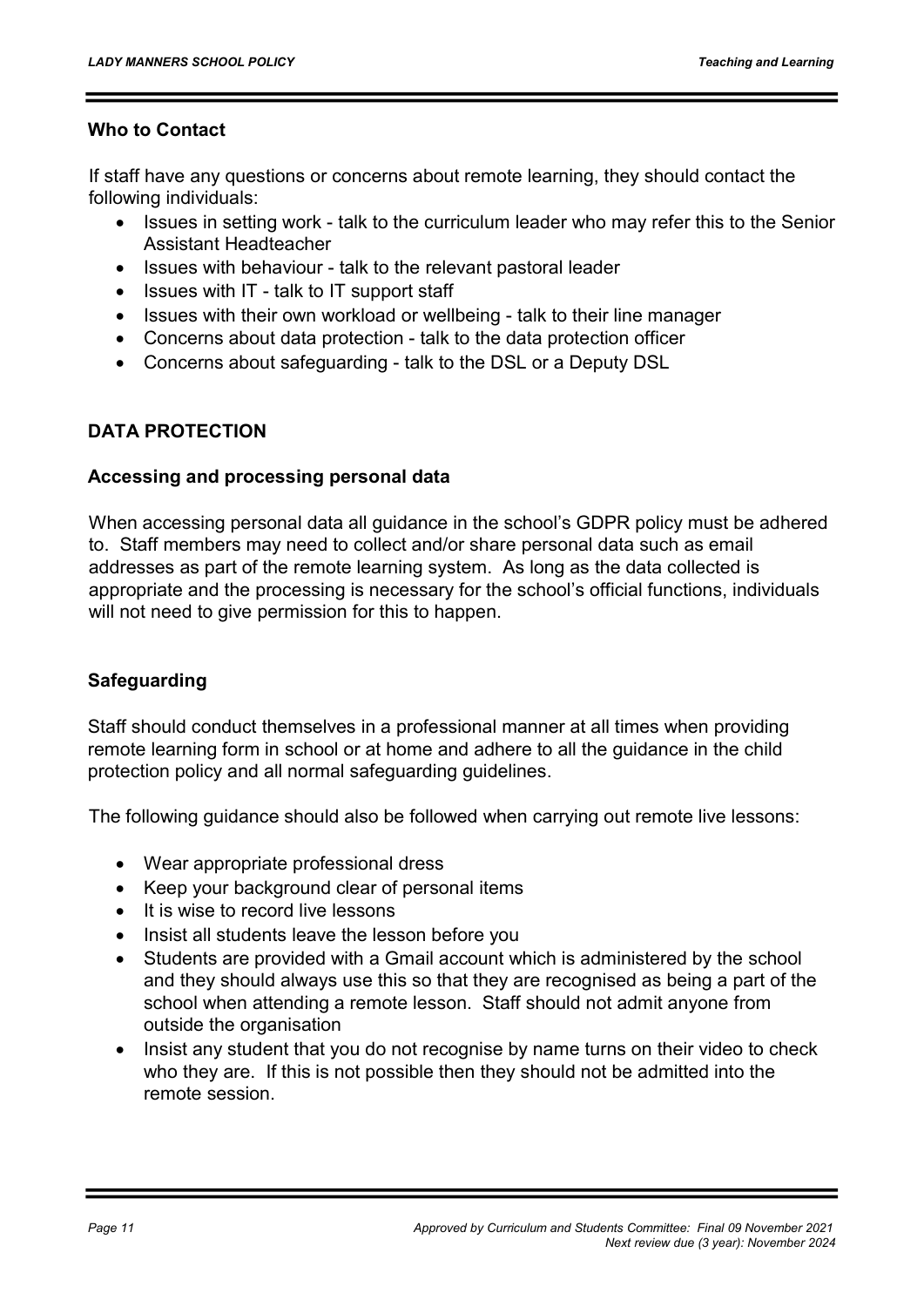### Who to Contact

If staff have any questions or concerns about remote learning, they should contact the following individuals:

- Issues in setting work - talk to the curriculum leader who may refer this to the Senior Assistant Headteacher
- Issues with behaviour - talk to the relevant pastoral leader
- Issues with IT - talk to IT support staff
- Issues with their own workload or wellbeing - talk to their line manager
- Concerns about data protection - talk to the data protection officer
- Concerns about safeguarding - talk to the DSL or a Deputy DSL

## DATA PROTECTION

### Accessing and processing personal data

When accessing personal data all guidance in the school's GDPR policy must be adhered to. Staff members may need to collect and/or share personal data such as email addresses as part of the remote learning system. As long as the data collected is appropriate and the processing is necessary for the school's official functions, individuals will not need to give permission for this to happen.

### Safeguarding

Staff should conduct themselves in a professional manner at all times when providing remote learning form in school or at home and adhere to all the guidance in the child protection policy and all normal safeguarding guidelines.

The following guidance should also be followed when carrying out remote live lessons:

- Wear appropriate professional dress
- Keep your background clear of personal items
- It is wise to record live lessons
- Insist all students leave the lesson before you
- Students are provided with a Gmail account which is administered by the school and they should always use this so that they are recognised as being a part of the school when attending a remote lesson. Staff should not admit anyone from outside the organisation
- Insist any student that you do not recognise by name turns on their video to check who they are. If this is not possible then they should not be admitted into the remote session.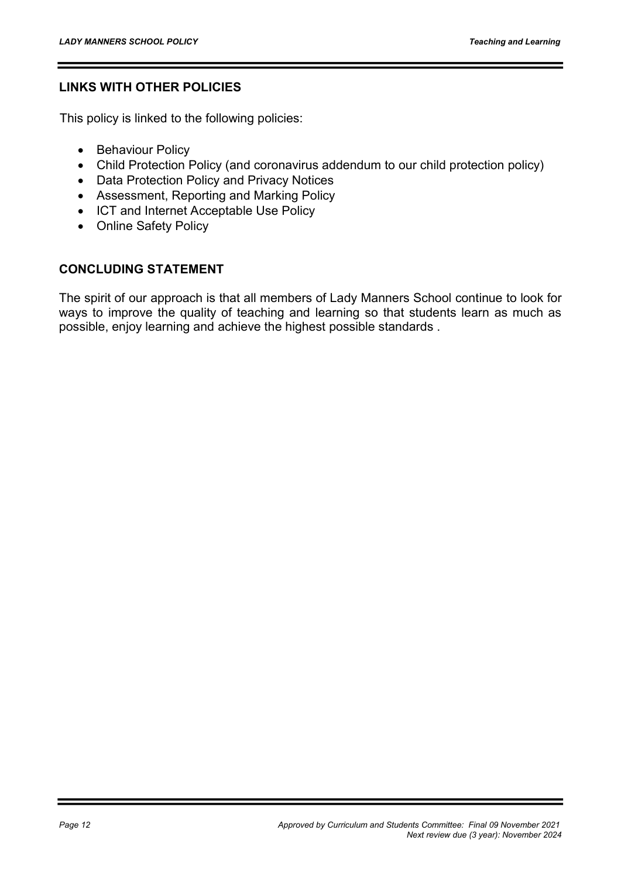## LINKS WITH OTHER POLICIES

This policy is linked to the following policies:

- Behaviour Policy
- Child Protection Policy (and coronavirus addendum to our child protection policy)
- Data Protection Policy and Privacy Notices
- Assessment, Reporting and Marking Policy
- ICT and Internet Acceptable Use Policy
- Online Safety Policy

## CONCLUDING STATEMENT

The spirit of our approach is that all members of Lady Manners School continue to look for ways to improve the quality of teaching and learning so that students learn as much as possible, enjoy learning and achieve the highest possible standards .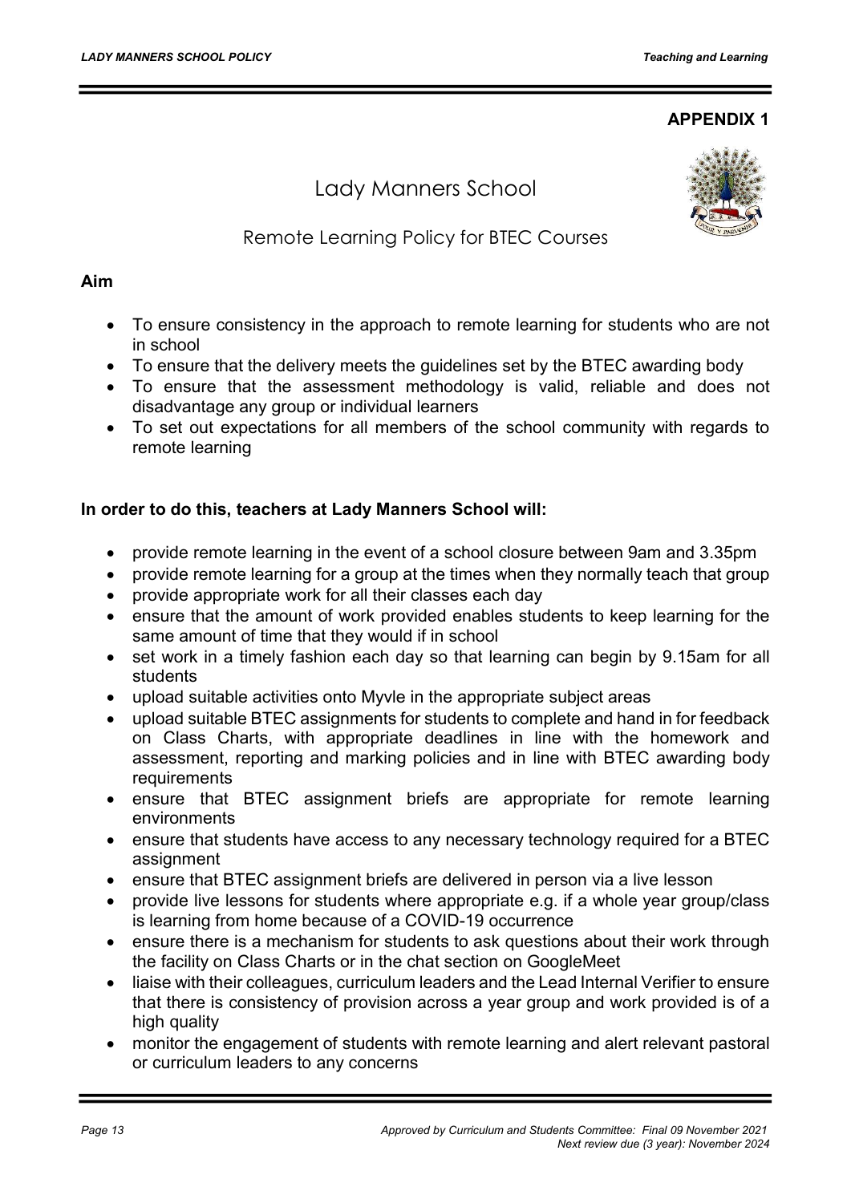**APPENDIX 1**

# Lady Manners School

## Remote Learning Policy for BTEC Courses

**Aim**

- To ensure consistency in the approach to remote learning for students who are not in school
- To ensure that the delivery meets the guidelines set by the BTEC awarding body
- To ensure that the assessment methodology is valid, reliable and does not disadvantage any group or individual learners
- To set out expectations for all members of the school community with regards to remote learning

**In order to do this, teachers at Lady Manners School will:**

- provide remote learning in the event of a school closure between 9am and 3.35pm
- provide remote learning for a group at the times when they normally teach that group
- provide appropriate work for all their classes each day
- ensure that the amount of work provided enables students to keep learning for the same amount of time that they would if in school
- set work in a timely fashion each day so that learning can begin by 9.15am for all students
- upload suitable activities onto Myvle in the appropriate subject areas
- upload suitable BTEC assignments for students to complete and hand in for feedback on Class Charts, with appropriate deadlines in line with the homework and assessment, reporting and marking policies and in line with BTEC awarding body requirements
- ensure that BTEC assignment briefs are appropriate for remote learning environments
- ensure that students have access to any necessary technology required for a BTEC assignment
- ensure that BTEC assignment briefs are delivered in person via a live lesson
- provide live lessons for students where appropriate e.g. if a whole year group/class is learning from home because of a COVID-19 occurrence
- ensure there is a mechanism for students to ask questions about their work through the facility on Class Charts or in the chat section on GoogleMeet
- liaise with their colleagues, curriculum leaders and the Lead Internal Verifier to ensure that there is consistency of provision across a year group and work provided is of a high quality
- monitor the engagement of students with remote learning and alert relevant pastoral or curriculum leaders to any concerns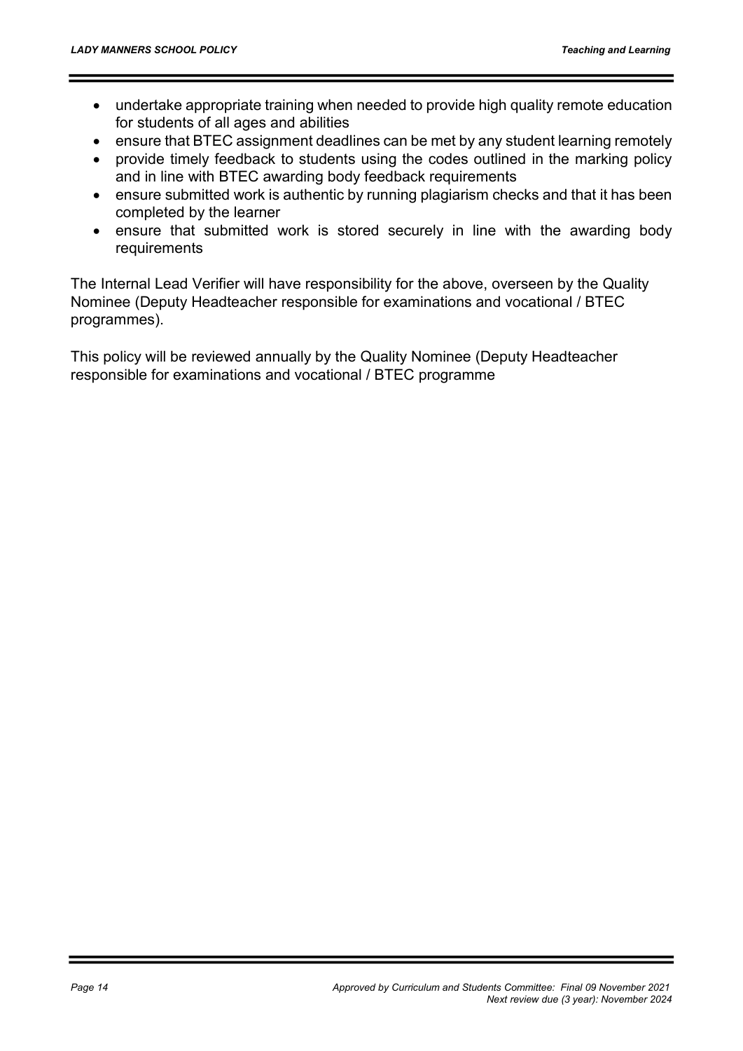- undertake appropriate training when needed to provide high quality remote education for students of all ages and abilities
- ensure that BTEC assignment deadlines can be met by any student learning remotely
- provide timely feedback to students using the codes outlined in the marking policy and in line with BTEC awarding body feedback requirements
- ensure submitted work is authentic by running plagiarism checks and that it has been completed by the learner
- ensure that submitted work is stored securely in line with the awarding body requirements

The Internal Lead Verifier will have responsibility for the above, overseen by the Quality Nominee (Deputy Headteacher responsible for examinations and vocational / BTEC programmes).

This policy will be reviewed annually by the Quality Nominee (Deputy Headteacher responsible for examinations and vocational / BTEC programme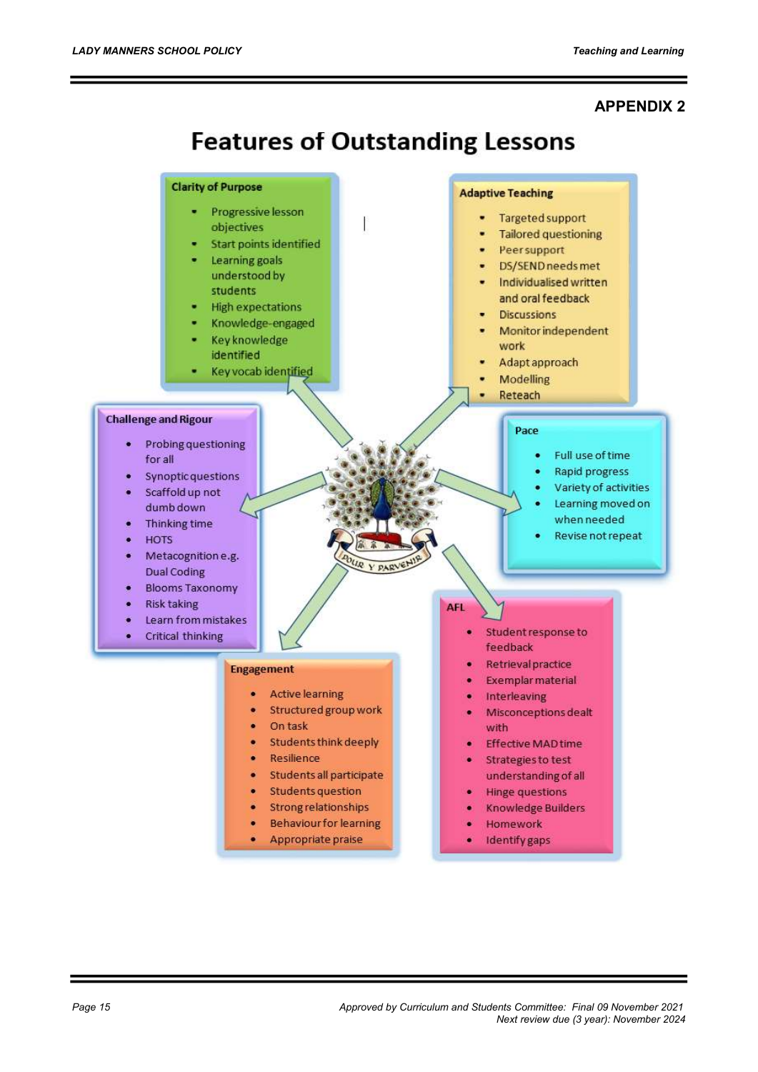## APPENDIX 2

# Features of Outstanding Lessons

**Clarity of Purpose**

- Progressive lesson objectives
- Start points identified
- Learning goals understood by students
- High expectations
- Knowledge-engaged
- Key knowledge identified
- Key vocab identified

**Adaptive Teaching**

- Targeted support
- Tailored questioning
- Peer support
- DS/SEND needs met
- Individualised written and oral feedback
- Discussions
- Monitor independent work
- Adapt approach
- Modelling
- Reteach

**Challenge and Rigour**

- Probing questioning for all
- Synoptic questions
- Scaffold up not dumb down
- Thinking time
- HOTS
- Metacognition e.g. Dual Coding
- Blooms Taxonomy
- Risk taking
- Learn from mistakes
- Critical thinking

**Pace**

- Full use of time
- Rapid progress
- Variety of activities
- Learning moved on when needed
- Revise not repeat

POUR Y PARVENIR

**Engagement**

- Active learning
- Structured group work
- On task
- Students think deeply
- Resilience
- Students all participate
- Students question
- Strong relationships
- Behaviour for learning
- Appropriate praise

**AFL**

- Student response to feedback
- Retrieval practice
- Exemplar material
- Interleaving
- Misconceptions dealt with
- Effective MAD time
- Strategies to test understanding of all
- Hinge questions
- Knowledge Builders
- Homework
- Identify gaps

*Approved by Curriculum and Students Committee: Final 09 November 2021*
*Next review due (3 year): November 2024*